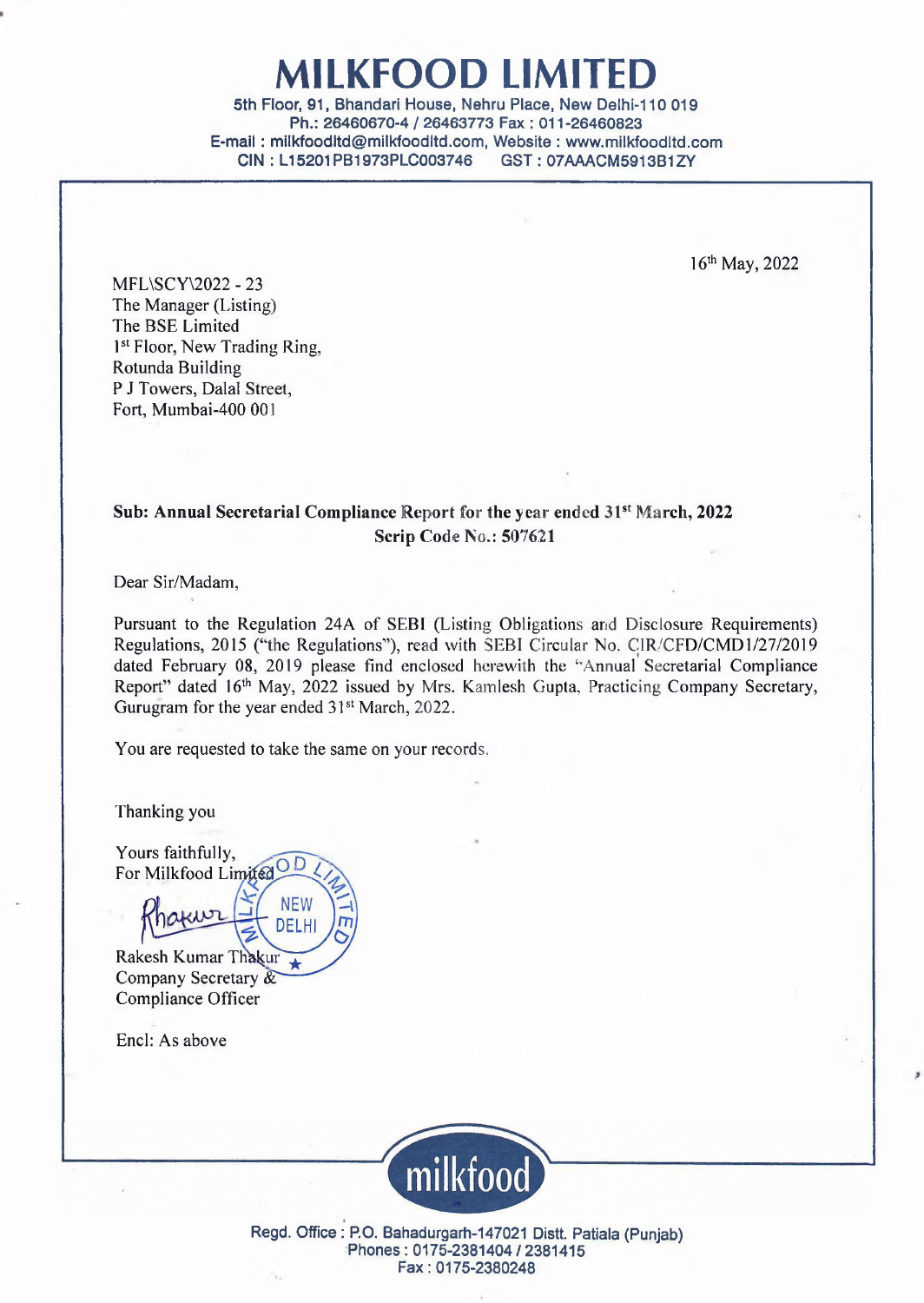# MILKFOOD LIMITED

5th Floor, 91, Bhandari House, Nehru Place, New Delhi-110 019
Ph.: 26460670-4 / 26463773 Fax : 011-26460823
E-mail : milkfoodltd@milkfoodltd.com, Website : www.milkfoodltd.com
CIN : L15201PB1973PLC003746 GST : 07AAACM5913B1ZY

16th May, 2022

MFL\SCY\2022 - 23
The Manager (Listing)
The BSE Limited
1st Floor, New Trading Ring,
Rotunda Building
P J Towers, Dalal Street,
Fort, Mumbai-400 001

**Sub: Annual Secretarial Compliance Report for the year ended 31st March, 2022**
**Scrip Code No.: 507621**

Dear Sir/Madam,

Pursuant to the Regulation 24A of SEBI (Listing Obligations and Disclosure Requirements) Regulations, 2015 ("the Regulations"), read with SEBI Circular No. CIR/CFD/CMD1/27/2019 dated February 08, 2019 please find enclosed herewith the "Annual Secretarial Compliance Report" dated 16th May, 2022 issued by Mrs. Kamlesh Gupta, Practicing Company Secretary, Gurugram for the year ended 31st March, 2022.

You are requested to take the same on your records.

Thanking you

Yours faithfully,
For Milkfood Limited

Rakesh Kumar Thakur
Company Secretary &
Compliance Officer

Encl: As above

Regd. Office : P.O. Bahadurgarh-147021 Distt. Patiala (Punjab)
Phones : 0175-2381404 / 2381415
Fax : 0175-2380248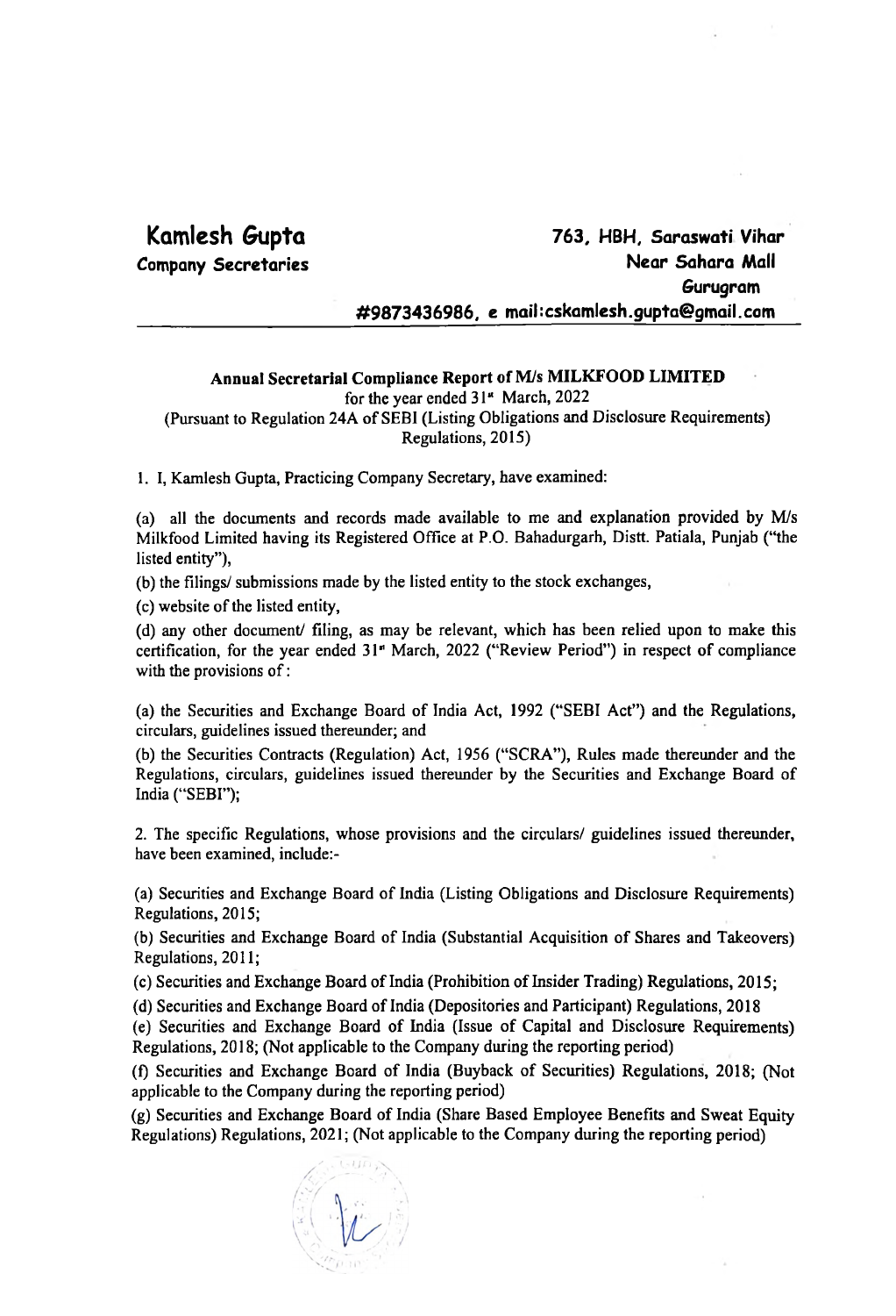**Kamlesh Gupta**
**Company Secretaries**

**763, HBH, Saraswati Vihar**
**Near Sahara Mall**
**Gurugram**
**#9873436986, e mail:cskamlesh.gupta@gmail.com**

**Annual Secretarial Compliance Report of M/s MILKFOOD LIMITED**
for the year ended 31st March, 2022
(Pursuant to Regulation 24A of SEBI (Listing Obligations and Disclosure Requirements) Regulations, 2015)

1. I, Kamlesh Gupta, Practicing Company Secretary, have examined:

(a) all the documents and records made available to me and explanation provided by M/s Milkfood Limited having its Registered Office at P.O. Bahadurgarh, Distt. Patiala, Punjab ("the listed entity"),

(b) the filings/ submissions made by the listed entity to the stock exchanges,

(c) website of the listed entity,

(d) any other document/ filing, as may be relevant, which has been relied upon to make this certification, for the year ended 31st March, 2022 ("Review Period") in respect of compliance with the provisions of :

(a) the Securities and Exchange Board of India Act, 1992 ("SEBI Act") and the Regulations, circulars, guidelines issued thereunder; and

(b) the Securities Contracts (Regulation) Act, 1956 ("SCRA"), Rules made thereunder and the Regulations, circulars, guidelines issued thereunder by the Securities and Exchange Board of India ("SEBI");

2. The specific Regulations, whose provisions and the circulars/ guidelines issued thereunder, have been examined, include:-

(a) Securities and Exchange Board of India (Listing Obligations and Disclosure Requirements) Regulations, 2015;

(b) Securities and Exchange Board of India (Substantial Acquisition of Shares and Takeovers) Regulations, 2011;

(c) Securities and Exchange Board of India (Prohibition of Insider Trading) Regulations, 2015;

(d) Securities and Exchange Board of India (Depositories and Participant) Regulations, 2018

(e) Securities and Exchange Board of India (Issue of Capital and Disclosure Requirements) Regulations, 2018; (Not applicable to the Company during the reporting period)

(f) Securities and Exchange Board of India (Buyback of Securities) Regulations, 2018; (Not applicable to the Company during the reporting period)

(g) Securities and Exchange Board of India (Share Based Employee Benefits and Sweat Equity Regulations) Regulations, 2021; (Not applicable to the Company during the reporting period)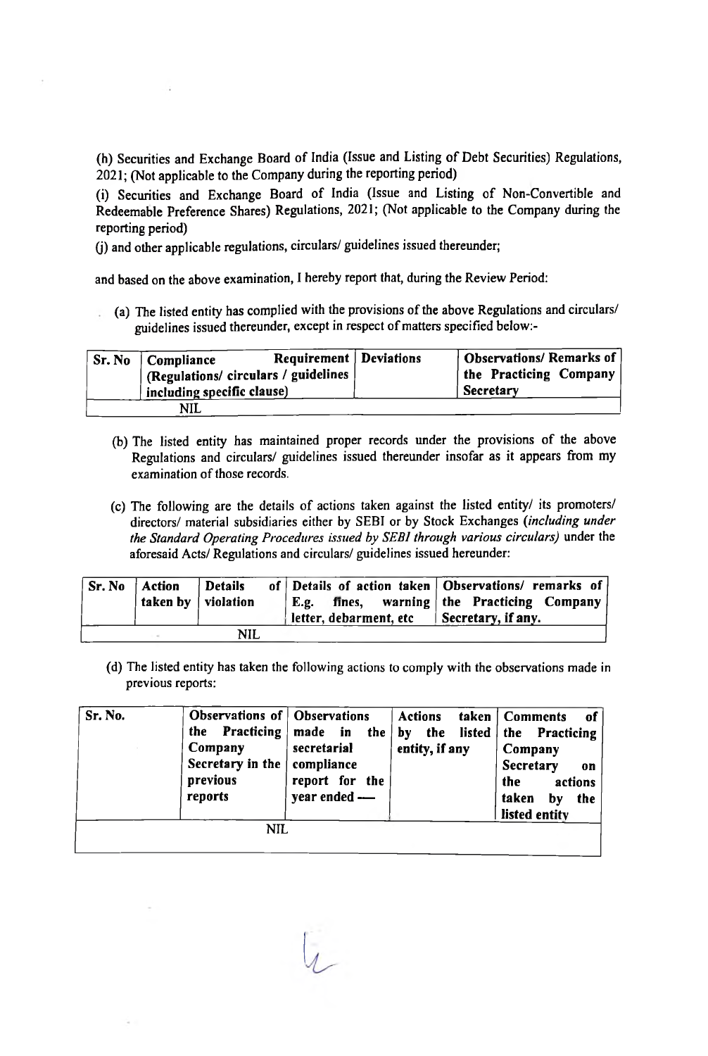(h) Securities and Exchange Board of India (Issue and Listing of Debt Securities) Regulations, 2021; (Not applicable to the Company during the reporting period)

(i) Securities and Exchange Board of India (Issue and Listing of Non-Convertible and Redeemable Preference Shares) Regulations, 2021; (Not applicable to the Company during the reporting period)

(j) and other applicable regulations, circulars/ guidelines issued thereunder;

and based on the above examination, I hereby report that, during the Review Period:

(a) The listed entity has complied with the provisions of the above Regulations and circulars/ guidelines issued thereunder, except in respect of matters specified below:-

| Sr. No | Compliance Requirement (Regulations/ circulars / guidelines including specific clause) | Deviations | Observations/ Remarks of the Practicing Company Secretary |
|---|---|---|---|
| NIL | | | |

(b) The listed entity has maintained proper records under the provisions of the above Regulations and circulars/ guidelines issued thereunder insofar as it appears from my examination of those records.

(c) The following are the details of actions taken against the listed entity/ its promoters/ directors/ material subsidiaries either by SEBI or by Stock Exchanges (*including under the Standard Operating Procedures issued by SEBI through various circulars*) under the aforesaid Acts/ Regulations and circulars/ guidelines issued hereunder:

| Sr. No | Action taken by | Details of violation | Details of action taken E.g. fines, warning letter, debarment, etc | Observations/ remarks of the Practicing Company Secretary, if any. |
|---|---|---|---|---|
| | | NIL | | |

(d) The listed entity has taken the following actions to comply with the observations made in previous reports:

| Sr. No. | Observations of the Practicing Company Secretary in the previous reports | Observations made in the secretarial compliance report for the year ended — | Actions taken by the listed entity, if any | Comments of the Practicing Company Secretary on the actions taken by the listed entity |
|---|---|---|---|---|
| | NIL | | | |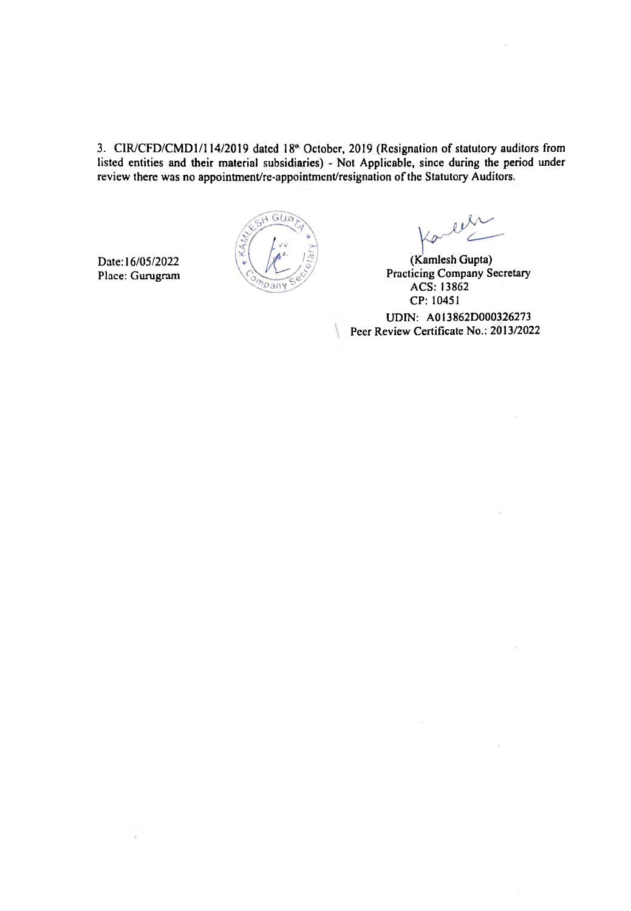3. CIR/CFD/CMD1/114/2019 dated 18th October, 2019 (Resignation of statutory auditors from listed entities and their material subsidiaries) - Not Applicable, since during the period under review there was no appointment/re-appointment/resignation of the Statutory Auditors.

Date: 16/05/2022
Place: Gurugram

(Kamlesh Gupta)
Practicing Company Secretary
ACS: 13862
CP: 10451
UDIN: A013862D000326273
Peer Review Certificate No.: 2013/2022